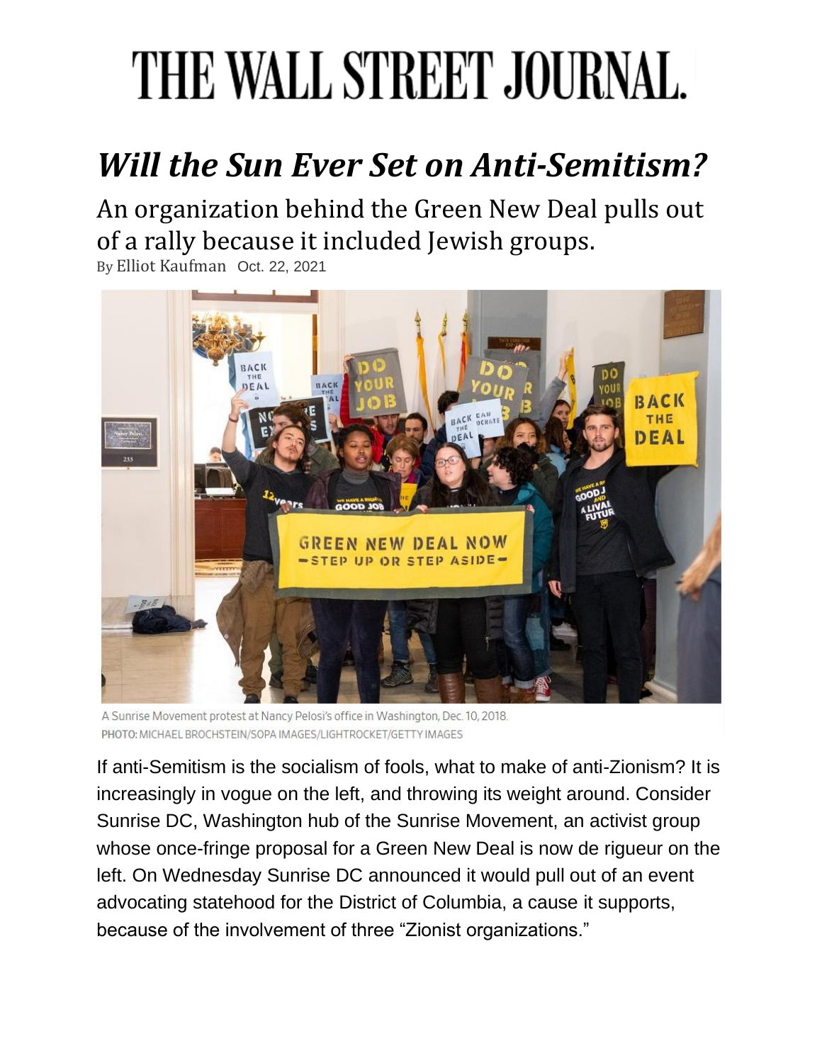# THE WALL STREET JOURNAL.

## *Will the Sun Ever Set on Anti-Semitism?*

### An organization behind the Green New Deal pulls out of a rally because it included Jewish groups.

By Elliot Kaufman Oct. 22, 2021

A Sunrise Movement protest at Nancy Pelosi's office in Washington, Dec. 10, 2018.
PHOTO: MICHAEL BROCHSTEIN/SOPA IMAGES/LIGHTROCKET/GETTY IMAGES

If anti-Semitism is the socialism of fools, what to make of anti-Zionism? It is increasingly in vogue on the left, and throwing its weight around. Consider Sunrise DC, Washington hub of the Sunrise Movement, an activist group whose once-fringe proposal for a Green New Deal is now de rigueur on the left. On Wednesday Sunrise DC announced it would pull out of an event advocating statehood for the District of Columbia, a cause it supports, because of the involvement of three "Zionist organizations."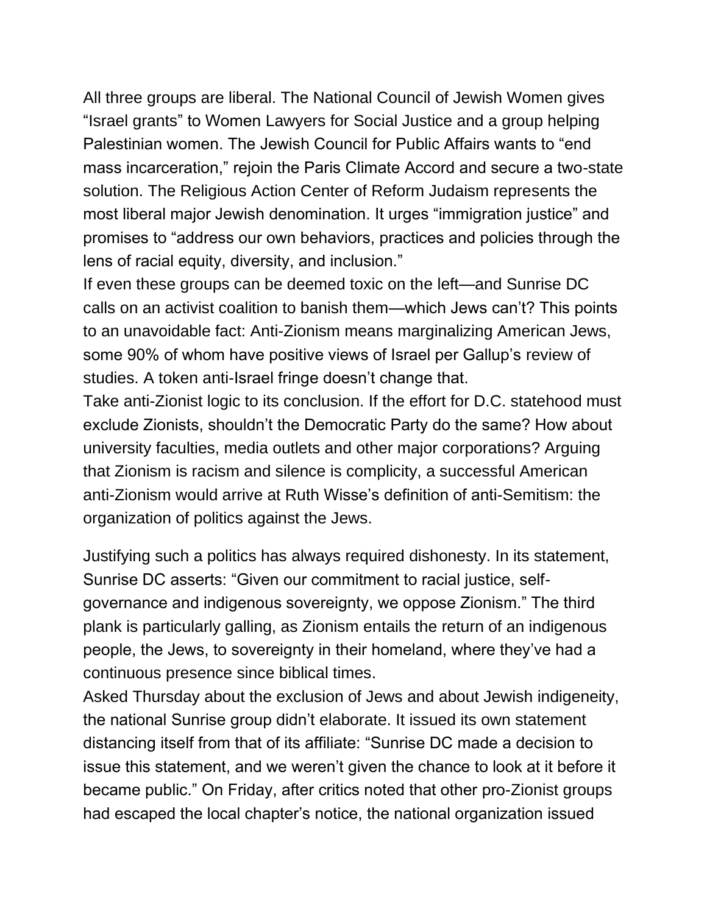All three groups are liberal. The National Council of Jewish Women gives "Israel grants" to Women Lawyers for Social Justice and a group helping Palestinian women. The Jewish Council for Public Affairs wants to "end mass incarceration," rejoin the Paris Climate Accord and secure a two-state solution. The Religious Action Center of Reform Judaism represents the most liberal major Jewish denomination. It urges "immigration justice" and promises to "address our own behaviors, practices and policies through the lens of racial equity, diversity, and inclusion."

If even these groups can be deemed toxic on the left—and Sunrise DC calls on an activist coalition to banish them—which Jews can't? This points to an unavoidable fact: Anti-Zionism means marginalizing American Jews, some 90% of whom have positive views of Israel per Gallup's review of studies. A token anti-Israel fringe doesn't change that.

Take anti-Zionist logic to its conclusion. If the effort for D.C. statehood must exclude Zionists, shouldn't the Democratic Party do the same? How about university faculties, media outlets and other major corporations? Arguing that Zionism is racism and silence is complicity, a successful American anti-Zionism would arrive at Ruth Wisse's definition of anti-Semitism: the organization of politics against the Jews.

Justifying such a politics has always required dishonesty. In its statement, Sunrise DC asserts: "Given our commitment to racial justice, self-governance and indigenous sovereignty, we oppose Zionism." The third plank is particularly galling, as Zionism entails the return of an indigenous people, the Jews, to sovereignty in their homeland, where they've had a continuous presence since biblical times.

Asked Thursday about the exclusion of Jews and about Jewish indigeneity, the national Sunrise group didn't elaborate. It issued its own statement distancing itself from that of its affiliate: "Sunrise DC made a decision to issue this statement, and we weren't given the chance to look at it before it became public." On Friday, after critics noted that other pro-Zionist groups had escaped the local chapter's notice, the national organization issued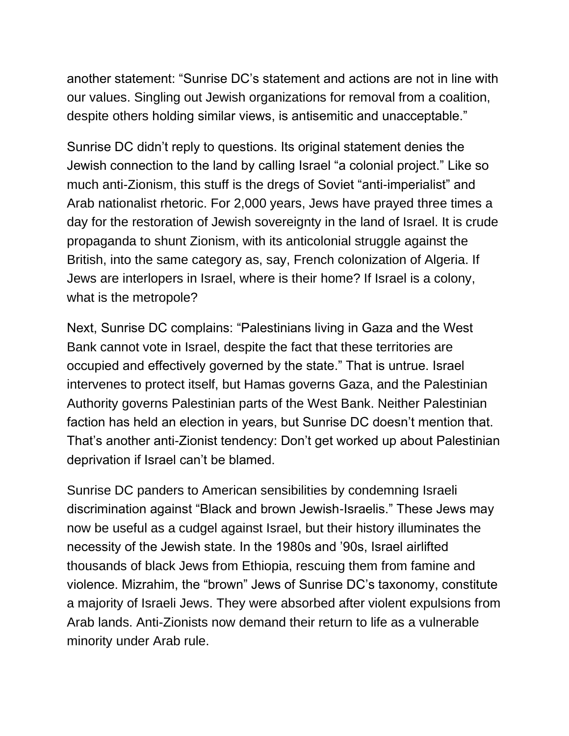another statement: “Sunrise DC’s statement and actions are not in line with our values. Singling out Jewish organizations for removal from a coalition, despite others holding similar views, is antisemitic and unacceptable.”

Sunrise DC didn’t reply to questions. Its original statement denies the Jewish connection to the land by calling Israel “a colonial project.” Like so much anti-Zionism, this stuff is the dregs of Soviet “anti-imperialist” and Arab nationalist rhetoric. For 2,000 years, Jews have prayed three times a day for the restoration of Jewish sovereignty in the land of Israel. It is crude propaganda to shunt Zionism, with its anticolonial struggle against the British, into the same category as, say, French colonization of Algeria. If Jews are interlopers in Israel, where is their home? If Israel is a colony, what is the metropole?

Next, Sunrise DC complains: “Palestinians living in Gaza and the West Bank cannot vote in Israel, despite the fact that these territories are occupied and effectively governed by the state.” That is untrue. Israel intervenes to protect itself, but Hamas governs Gaza, and the Palestinian Authority governs Palestinian parts of the West Bank. Neither Palestinian faction has held an election in years, but Sunrise DC doesn’t mention that. That’s another anti-Zionist tendency: Don’t get worked up about Palestinian deprivation if Israel can’t be blamed.

Sunrise DC panders to American sensibilities by condemning Israeli discrimination against “Black and brown Jewish-Israelis.” These Jews may now be useful as a cudgel against Israel, but their history illuminates the necessity of the Jewish state. In the 1980s and ’90s, Israel airlifted thousands of black Jews from Ethiopia, rescuing them from famine and violence. Mizrahim, the “brown” Jews of Sunrise DC’s taxonomy, constitute a majority of Israeli Jews. They were absorbed after violent expulsions from Arab lands. Anti-Zionists now demand their return to life as a vulnerable minority under Arab rule.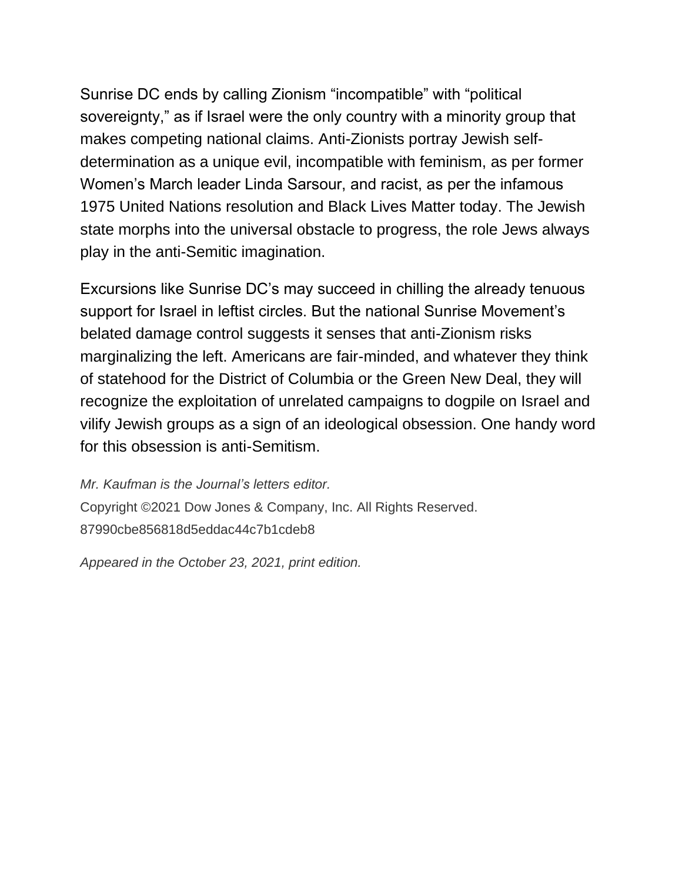Sunrise DC ends by calling Zionism “incompatible” with “political sovereignty,” as if Israel were the only country with a minority group that makes competing national claims. Anti-Zionists portray Jewish self-determination as a unique evil, incompatible with feminism, as per former Women’s March leader Linda Sarsour, and racist, as per the infamous 1975 United Nations resolution and Black Lives Matter today. The Jewish state morphs into the universal obstacle to progress, the role Jews always play in the anti-Semitic imagination.

Excursions like Sunrise DC’s may succeed in chilling the already tenuous support for Israel in leftist circles. But the national Sunrise Movement’s belated damage control suggests it senses that anti-Zionism risks marginalizing the left. Americans are fair-minded, and whatever they think of statehood for the District of Columbia or the Green New Deal, they will recognize the exploitation of unrelated campaigns to dogpile on Israel and vilify Jewish groups as a sign of an ideological obsession. One handy word for this obsession is anti-Semitism.

*Mr. Kaufman is the Journal’s letters editor.*

Copyright ©2021 Dow Jones & Company, Inc. All Rights Reserved.
87990cbe856818d5eddac44c7b1cdeb8

*Appeared in the October 23, 2021, print edition.*